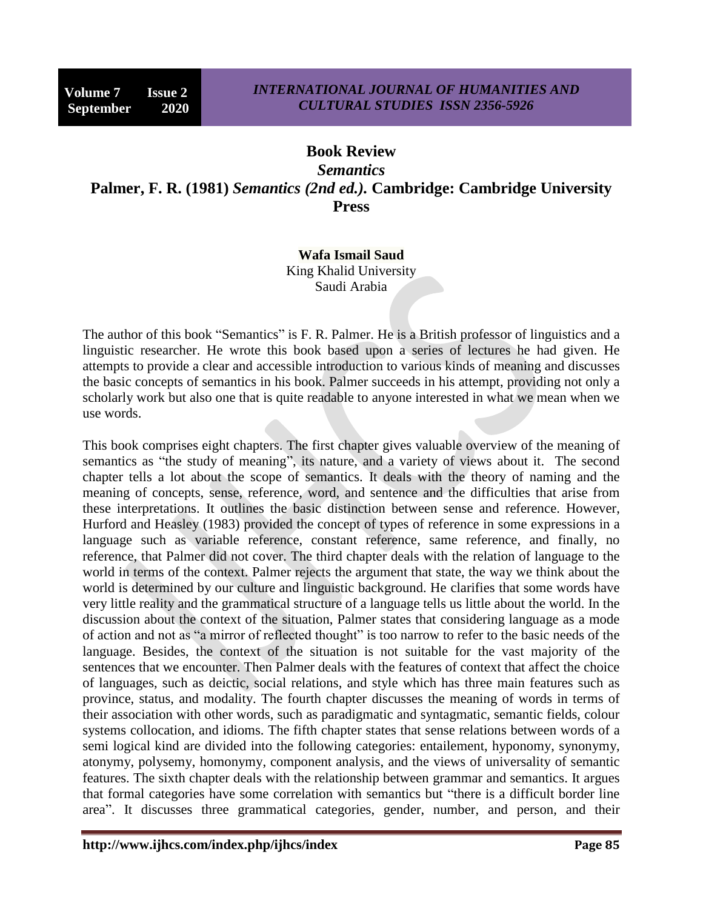# Book Review

## *Semantics*

## Palmer, F. R. (1981) *Semantics (2nd ed.)*. Cambridge: Cambridge University Press

**Wafa Ismail Saud**
King Khalid University
Saudi Arabia

The author of this book "Semantics" is F. R. Palmer. He is a British professor of linguistics and a linguistic researcher. He wrote this book based upon a series of lectures he had given. He attempts to provide a clear and accessible introduction to various kinds of meaning and discusses the basic concepts of semantics in his book. Palmer succeeds in his attempt, providing not only a scholarly work but also one that is quite readable to anyone interested in what we mean when we use words.

This book comprises eight chapters. The first chapter gives valuable overview of the meaning of semantics as "the study of meaning", its nature, and a variety of views about it. The second chapter tells a lot about the scope of semantics. It deals with the theory of naming and the meaning of concepts, sense, reference, word, and sentence and the difficulties that arise from these interpretations. It outlines the basic distinction between sense and reference. However, Hurford and Heasley (1983) provided the concept of types of reference in some expressions in a language such as variable reference, constant reference, same reference, and finally, no reference, that Palmer did not cover. The third chapter deals with the relation of language to the world in terms of the context. Palmer rejects the argument that state, the way we think about the world is determined by our culture and linguistic background. He clarifies that some words have very little reality and the grammatical structure of a language tells us little about the world. In the discussion about the context of the situation, Palmer states that considering language as a mode of action and not as "a mirror of reflected thought" is too narrow to refer to the basic needs of the language. Besides, the context of the situation is not suitable for the vast majority of the sentences that we encounter. Then Palmer deals with the features of context that affect the choice of languages, such as deictic, social relations, and style which has three main features such as province, status, and modality. The fourth chapter discusses the meaning of words in terms of their association with other words, such as paradigmatic and syntagmatic, semantic fields, colour systems collocation, and idioms. The fifth chapter states that sense relations between words of a semi logical kind are divided into the following categories: entailement, hyponomy, synonymy, atonymy, polysemy, homonymy, component analysis, and the views of universality of semantic features. The sixth chapter deals with the relationship between grammar and semantics. It argues that formal categories have some correlation with semantics but "there is a difficult border line area". It discusses three grammatical categories, gender, number, and person, and their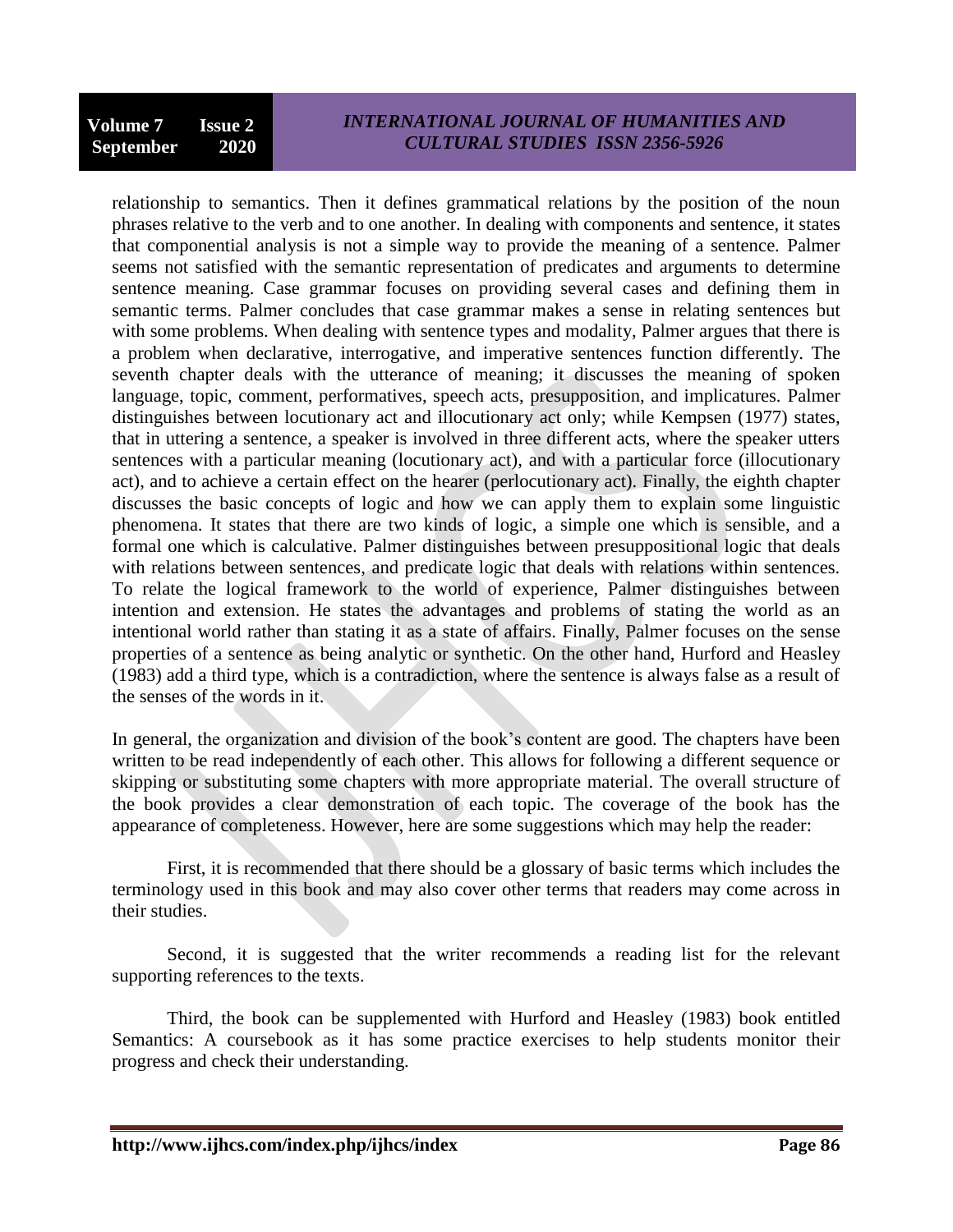relationship to semantics. Then it defines grammatical relations by the position of the noun phrases relative to the verb and to one another. In dealing with components and sentence, it states that componential analysis is not a simple way to provide the meaning of a sentence. Palmer seems not satisfied with the semantic representation of predicates and arguments to determine sentence meaning. Case grammar focuses on providing several cases and defining them in semantic terms. Palmer concludes that case grammar makes a sense in relating sentences but with some problems. When dealing with sentence types and modality, Palmer argues that there is a problem when declarative, interrogative, and imperative sentences function differently. The seventh chapter deals with the utterance of meaning; it discusses the meaning of spoken language, topic, comment, performatives, speech acts, presupposition, and implicatures. Palmer distinguishes between locutionary act and illocutionary act only; while Kempsen (1977) states, that in uttering a sentence, a speaker is involved in three different acts, where the speaker utters sentences with a particular meaning (locutionary act), and with a particular force (illocutionary act), and to achieve a certain effect on the hearer (perlocutionary act). Finally, the eighth chapter discusses the basic concepts of logic and how we can apply them to explain some linguistic phenomena. It states that there are two kinds of logic, a simple one which is sensible, and a formal one which is calculative. Palmer distinguishes between presuppositional logic that deals with relations between sentences, and predicate logic that deals with relations within sentences. To relate the logical framework to the world of experience, Palmer distinguishes between intention and extension. He states the advantages and problems of stating the world as an intentional world rather than stating it as a state of affairs. Finally, Palmer focuses on the sense properties of a sentence as being analytic or synthetic. On the other hand, Hurford and Heasley (1983) add a third type, which is a contradiction, where the sentence is always false as a result of the senses of the words in it.

In general, the organization and division of the book's content are good. The chapters have been written to be read independently of each other. This allows for following a different sequence or skipping or substituting some chapters with more appropriate material. The overall structure of the book provides a clear demonstration of each topic. The coverage of the book has the appearance of completeness. However, here are some suggestions which may help the reader:

First, it is recommended that there should be a glossary of basic terms which includes the terminology used in this book and may also cover other terms that readers may come across in their studies.

Second, it is suggested that the writer recommends a reading list for the relevant supporting references to the texts.

Third, the book can be supplemented with Hurford and Heasley (1983) book entitled Semantics: A coursebook as it has some practice exercises to help students monitor their progress and check their understanding.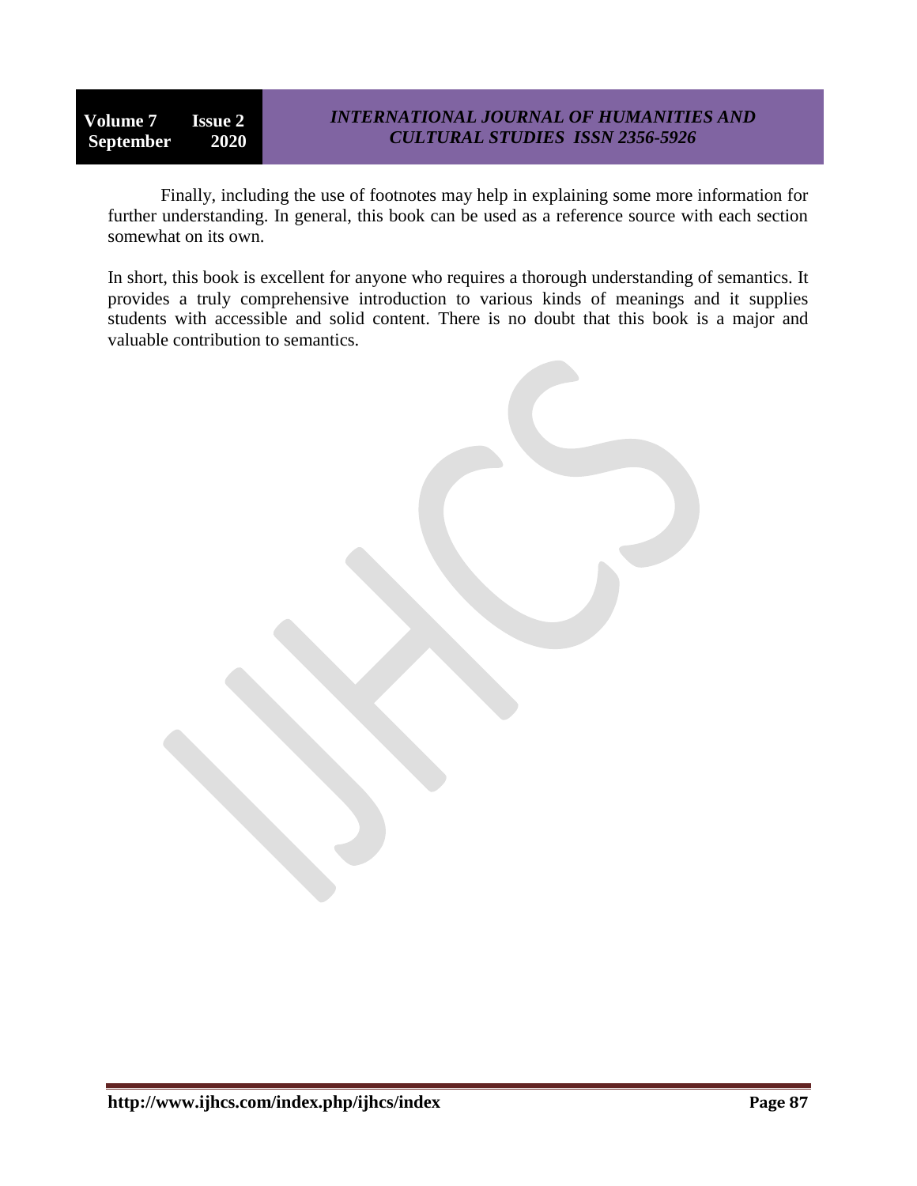Finally, including the use of footnotes may help in explaining some more information for further understanding. In general, this book can be used as a reference source with each section somewhat on its own.

In short, this book is excellent for anyone who requires a thorough understanding of semantics. It provides a truly comprehensive introduction to various kinds of meanings and it supplies students with accessible and solid content. There is no doubt that this book is a major and valuable contribution to semantics.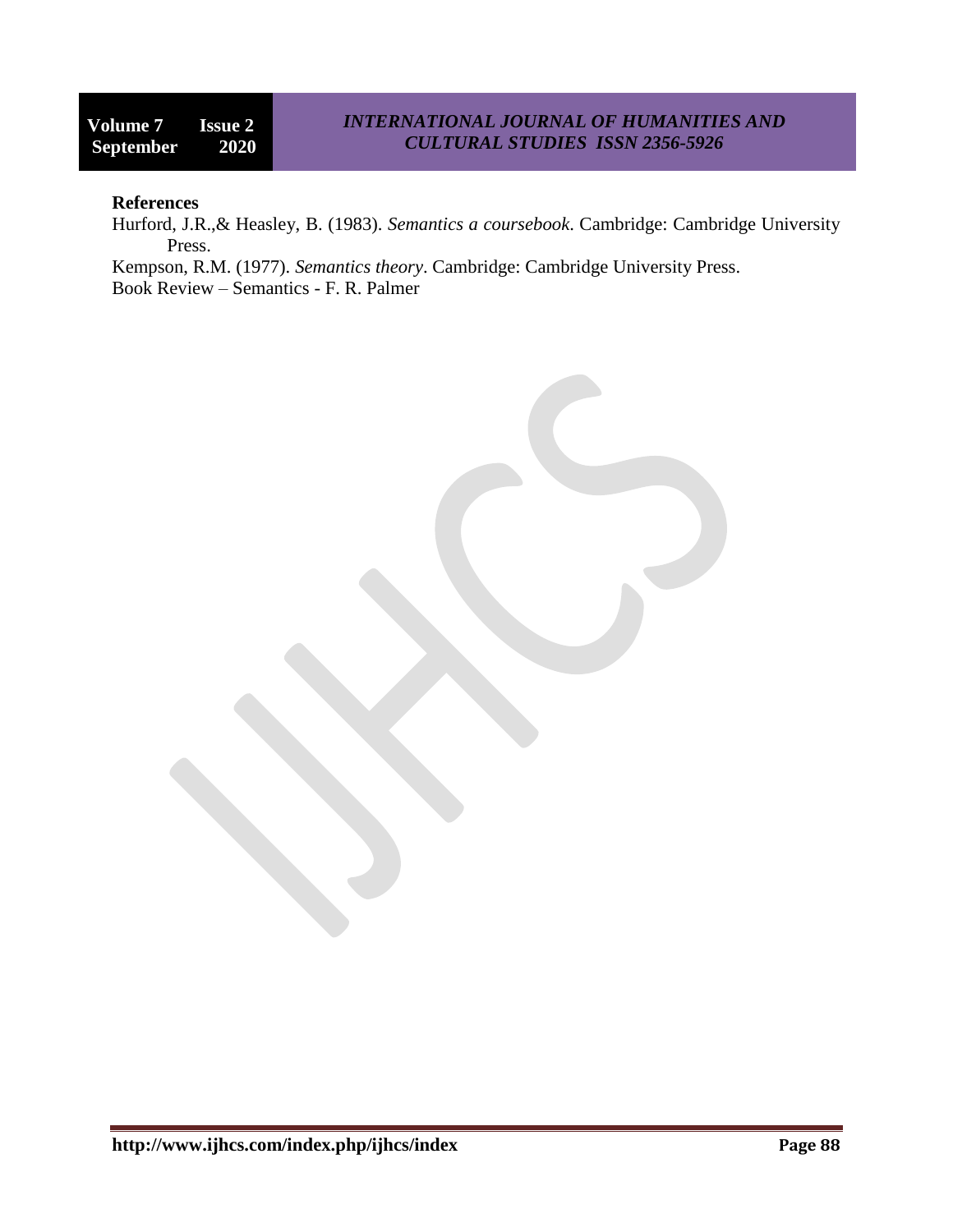**References**

Hurford, J.R.,& Heasley, B. (1983). *Semantics a coursebook*. Cambridge: Cambridge University Press.

Kempson, R.M. (1977). *Semantics theory*. Cambridge: Cambridge University Press.

Book Review – Semantics - F. R. Palmer